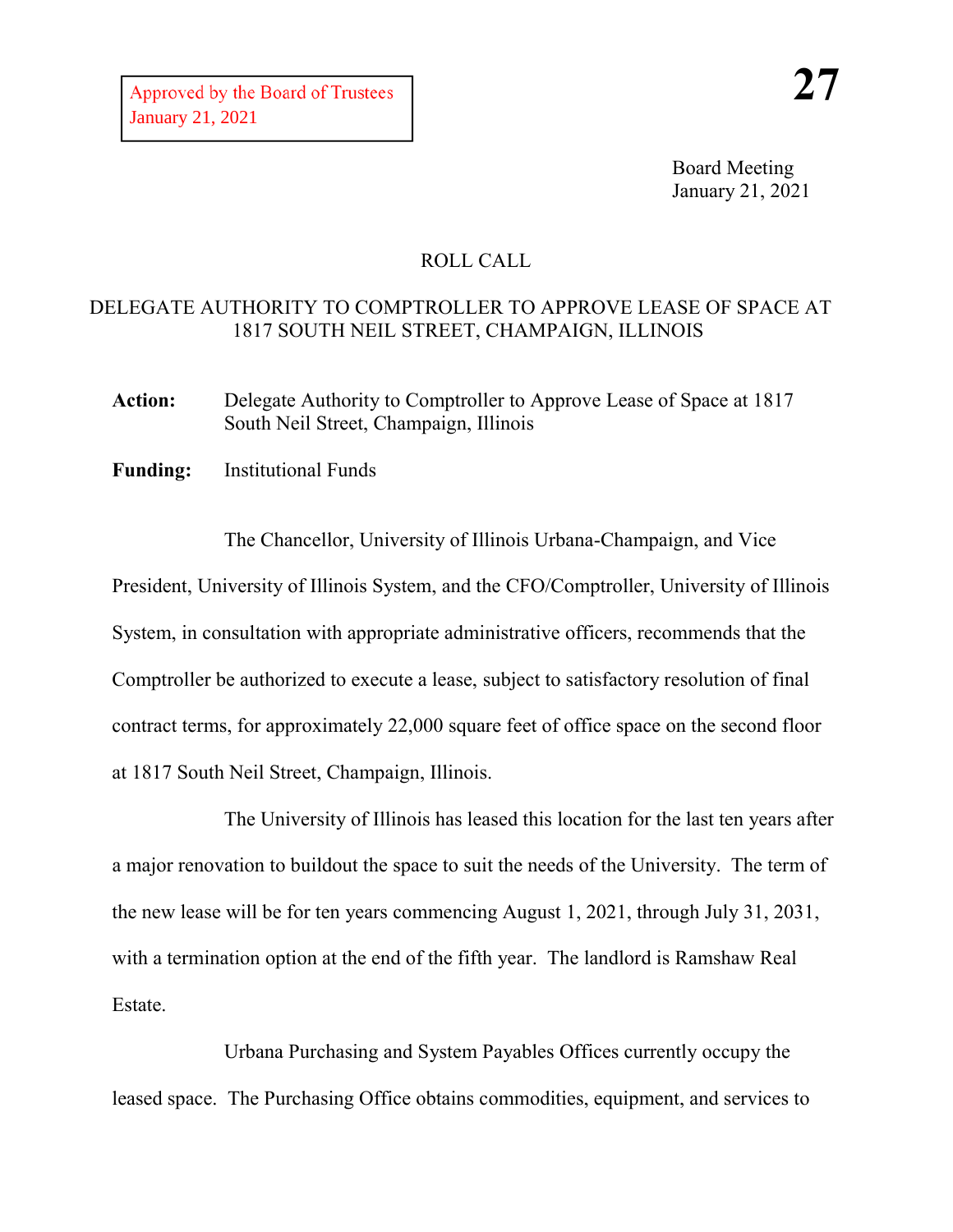Approved by the Board of Trustees
January 21, 2021

**27**

Board Meeting
January 21, 2021

ROLL CALL

DELEGATE AUTHORITY TO COMPTROLLER TO APPROVE LEASE OF SPACE AT 1817 SOUTH NEIL STREET, CHAMPAIGN, ILLINOIS

**Action:** Delegate Authority to Comptroller to Approve Lease of Space at 1817 South Neil Street, Champaign, Illinois

**Funding:** Institutional Funds

The Chancellor, University of Illinois Urbana-Champaign, and Vice President, University of Illinois System, and the CFO/Comptroller, University of Illinois System, in consultation with appropriate administrative officers, recommends that the Comptroller be authorized to execute a lease, subject to satisfactory resolution of final contract terms, for approximately 22,000 square feet of office space on the second floor at 1817 South Neil Street, Champaign, Illinois.

The University of Illinois has leased this location for the last ten years after a major renovation to buildout the space to suit the needs of the University. The term of the new lease will be for ten years commencing August 1, 2021, through July 31, 2031, with a termination option at the end of the fifth year. The landlord is Ramshaw Real Estate.

Urbana Purchasing and System Payables Offices currently occupy the leased space. The Purchasing Office obtains commodities, equipment, and services to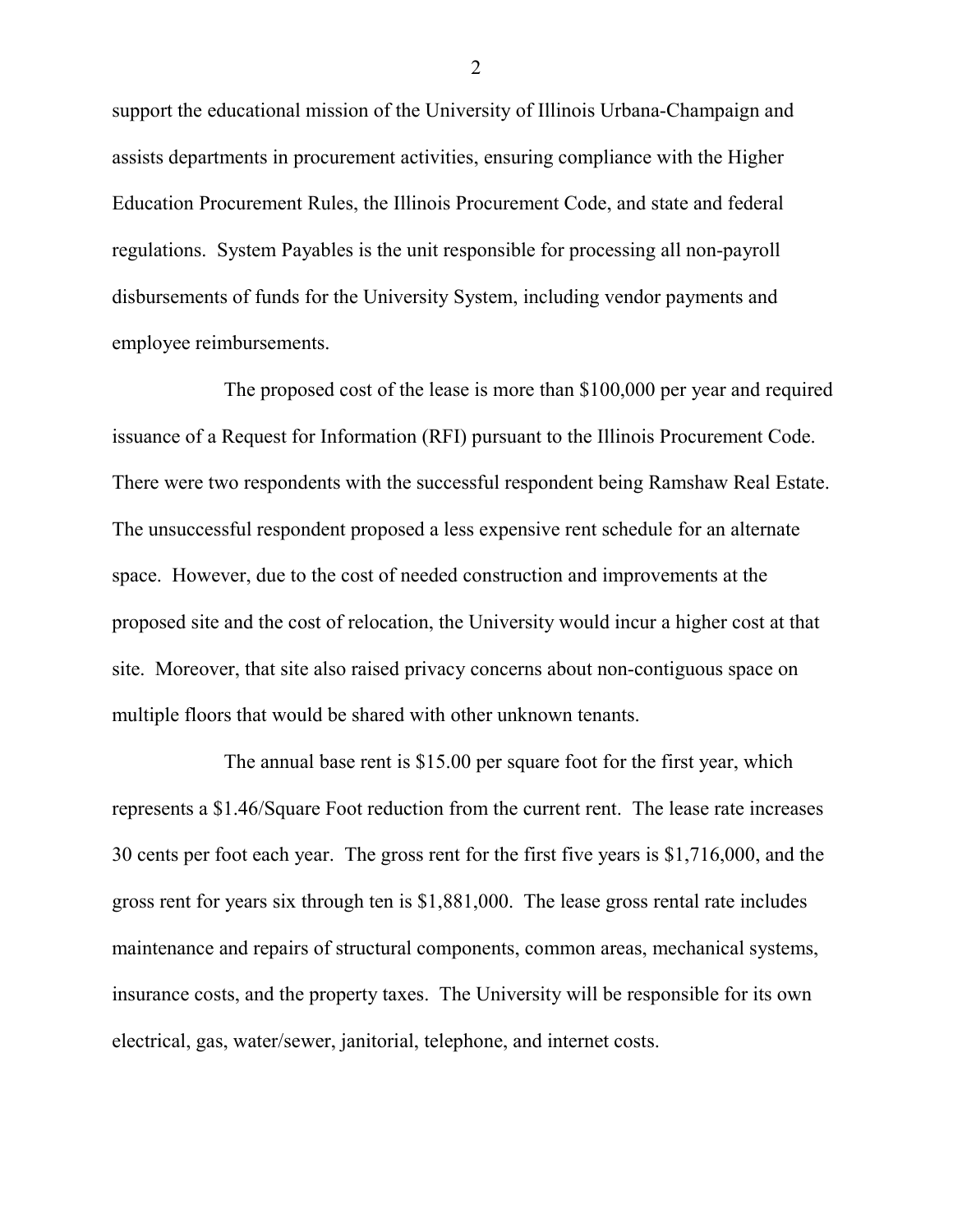support the educational mission of the University of Illinois Urbana-Champaign and assists departments in procurement activities, ensuring compliance with the Higher Education Procurement Rules, the Illinois Procurement Code, and state and federal regulations. System Payables is the unit responsible for processing all non-payroll disbursements of funds for the University System, including vendor payments and employee reimbursements.

The proposed cost of the lease is more than $100,000 per year and required issuance of a Request for Information (RFI) pursuant to the Illinois Procurement Code. There were two respondents with the successful respondent being Ramshaw Real Estate. The unsuccessful respondent proposed a less expensive rent schedule for an alternate space. However, due to the cost of needed construction and improvements at the proposed site and the cost of relocation, the University would incur a higher cost at that site. Moreover, that site also raised privacy concerns about non-contiguous space on multiple floors that would be shared with other unknown tenants.

The annual base rent is $15.00 per square foot for the first year, which represents a $1.46/Square Foot reduction from the current rent. The lease rate increases 30 cents per foot each year. The gross rent for the first five years is $1,716,000, and the gross rent for years six through ten is $1,881,000. The lease gross rental rate includes maintenance and repairs of structural components, common areas, mechanical systems, insurance costs, and the property taxes. The University will be responsible for its own electrical, gas, water/sewer, janitorial, telephone, and internet costs.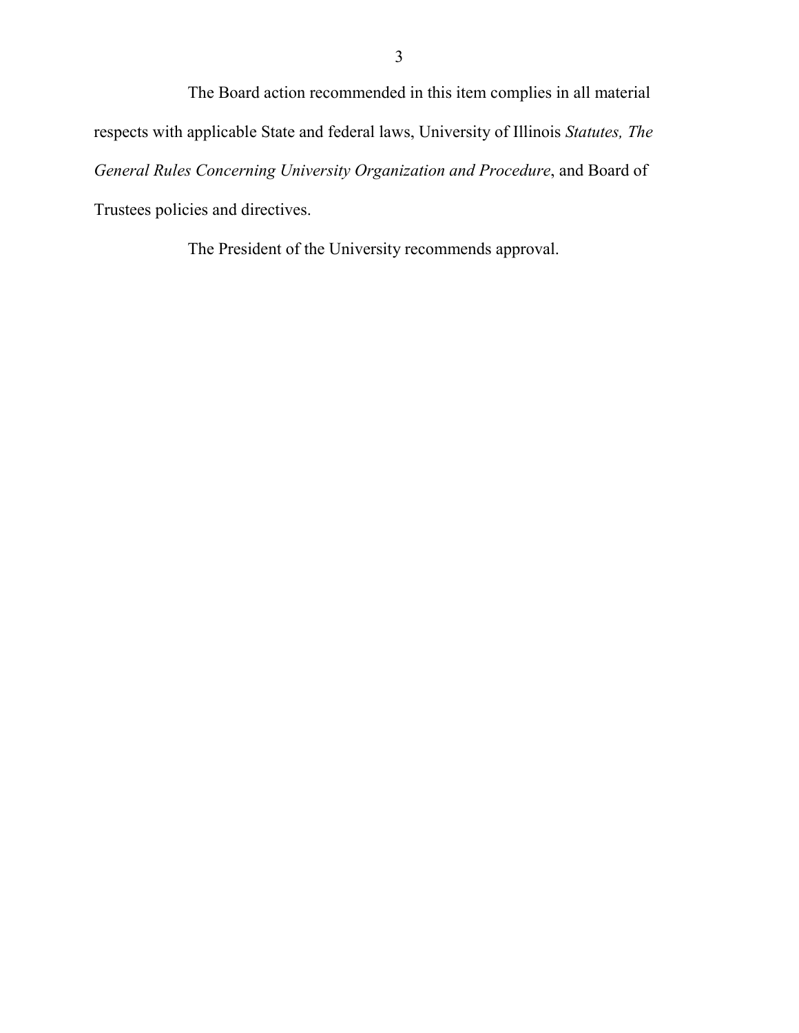The Board action recommended in this item complies in all material respects with applicable State and federal laws, University of Illinois *Statutes, The General Rules Concerning University Organization and Procedure*, and Board of Trustees policies and directives.

The President of the University recommends approval.